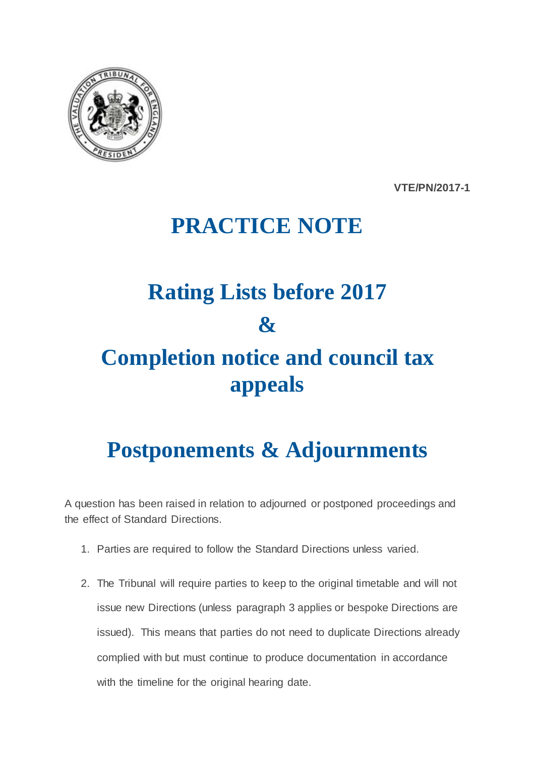VTE/PN/2017-1

# PRACTICE NOTE

# Rating Lists before 2017
# &
# Completion notice and council tax appeals

# Postponements & Adjournments

A question has been raised in relation to adjourned or postponed proceedings and the effect of Standard Directions.

1. Parties are required to follow the Standard Directions unless varied.

2. The Tribunal will require parties to keep to the original timetable and will not issue new Directions (unless paragraph 3 applies or bespoke Directions are issued). This means that parties do not need to duplicate Directions already complied with but must continue to produce documentation in accordance with the timeline for the original hearing date.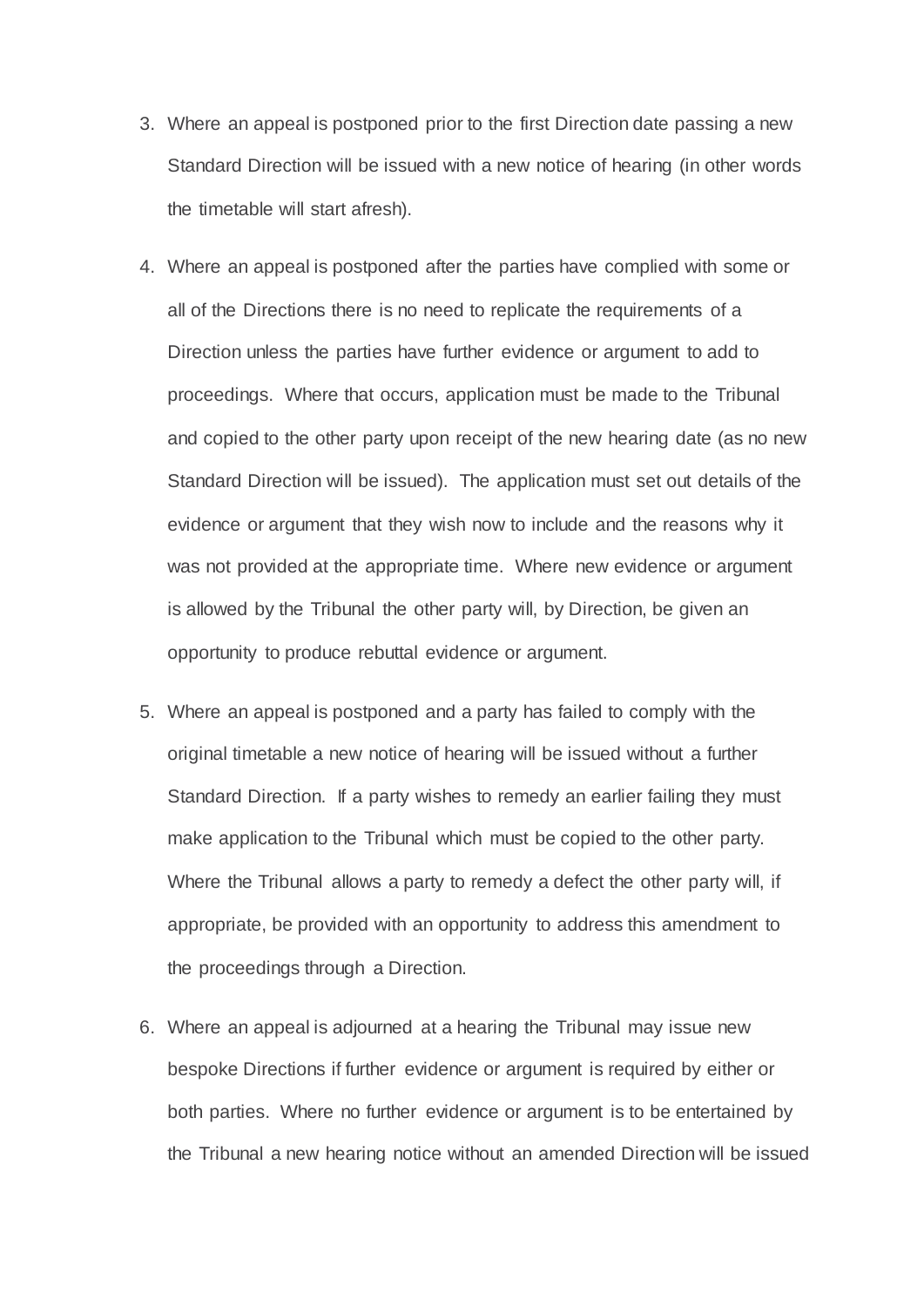3. Where an appeal is postponed prior to the first Direction date passing a new Standard Direction will be issued with a new notice of hearing (in other words the timetable will start afresh).

4. Where an appeal is postponed after the parties have complied with some or all of the Directions there is no need to replicate the requirements of a Direction unless the parties have further evidence or argument to add to proceedings. Where that occurs, application must be made to the Tribunal and copied to the other party upon receipt of the new hearing date (as no new Standard Direction will be issued). The application must set out details of the evidence or argument that they wish now to include and the reasons why it was not provided at the appropriate time. Where new evidence or argument is allowed by the Tribunal the other party will, by Direction, be given an opportunity to produce rebuttal evidence or argument.

5. Where an appeal is postponed and a party has failed to comply with the original timetable a new notice of hearing will be issued without a further Standard Direction. If a party wishes to remedy an earlier failing they must make application to the Tribunal which must be copied to the other party. Where the Tribunal allows a party to remedy a defect the other party will, if appropriate, be provided with an opportunity to address this amendment to the proceedings through a Direction.

6. Where an appeal is adjourned at a hearing the Tribunal may issue new bespoke Directions if further evidence or argument is required by either or both parties. Where no further evidence or argument is to be entertained by the Tribunal a new hearing notice without an amended Direction will be issued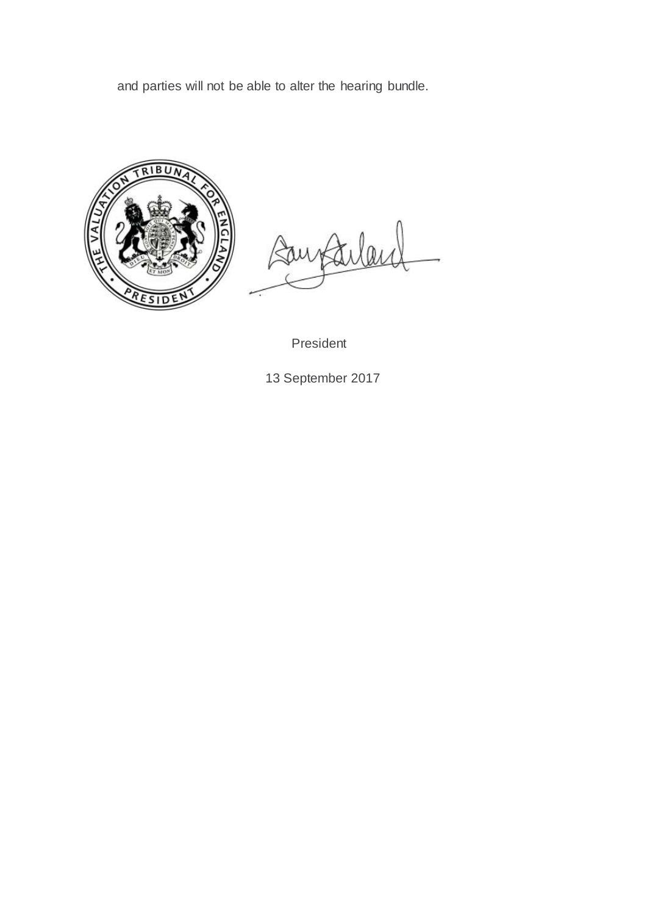and parties will not be able to alter the hearing bundle.

President

13 September 2017